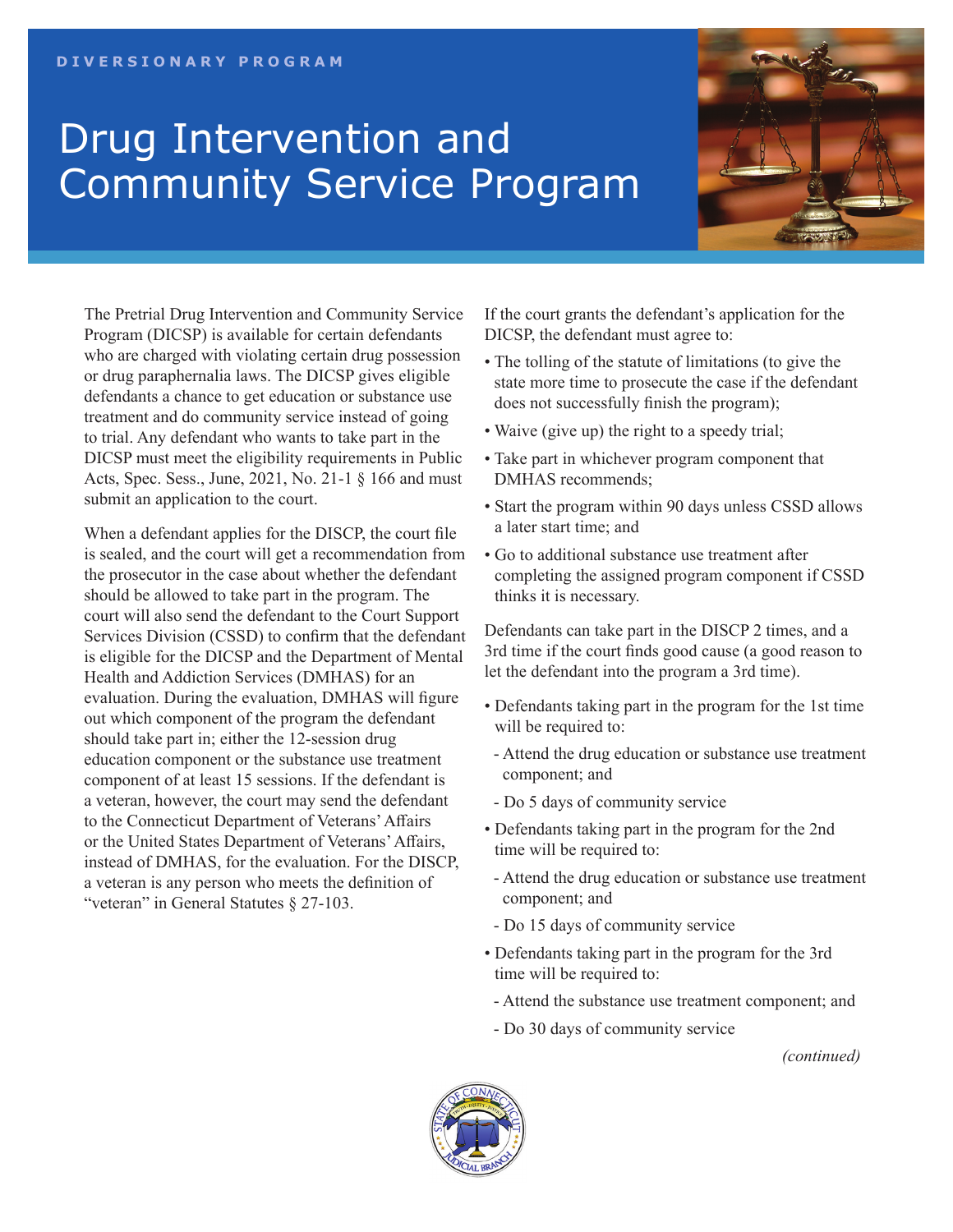DIVERSIONARY PROGRAM

# Drug Intervention and Community Service Program

The Pretrial Drug Intervention and Community Service Program (DICSP) is available for certain defendants who are charged with violating certain drug possession or drug paraphernalia laws. The DICSP gives eligible defendants a chance to get education or substance use treatment and do community service instead of going to trial. Any defendant who wants to take part in the DICSP must meet the eligibility requirements in Public Acts, Spec. Sess., June, 2021, No. 21-1 § 166 and must submit an application to the court.

When a defendant applies for the DISCP, the court file is sealed, and the court will get a recommendation from the prosecutor in the case about whether the defendant should be allowed to take part in the program. The court will also send the defendant to the Court Support Services Division (CSSD) to confirm that the defendant is eligible for the DICSP and the Department of Mental Health and Addiction Services (DMHAS) for an evaluation. During the evaluation, DMHAS will figure out which component of the program the defendant should take part in; either the 12-session drug education component or the substance use treatment component of at least 15 sessions. If the defendant is a veteran, however, the court may send the defendant to the Connecticut Department of Veterans' Affairs or the United States Department of Veterans' Affairs, instead of DMHAS, for the evaluation. For the DISCP, a veteran is any person who meets the definition of "veteran" in General Statutes § 27-103.

If the court grants the defendant's application for the DICSP, the defendant must agree to:

- The tolling of the statute of limitations (to give the state more time to prosecute the case if the defendant does not successfully finish the program);
- Waive (give up) the right to a speedy trial;
- Take part in whichever program component that DMHAS recommends;
- Start the program within 90 days unless CSSD allows a later start time; and
- Go to additional substance use treatment after completing the assigned program component if CSSD thinks it is necessary.

Defendants can take part in the DISCP 2 times, and a 3rd time if the court finds good cause (a good reason to let the defendant into the program a 3rd time).

- Defendants taking part in the program for the 1st time will be required to:
  - Attend the drug education or substance use treatment component; and
  - Do 5 days of community service
- Defendants taking part in the program for the 2nd time will be required to:
  - Attend the drug education or substance use treatment component; and
  - Do 15 days of community service
- Defendants taking part in the program for the 3rd time will be required to:
  - Attend the substance use treatment component; and
  - Do 30 days of community service

*(continued)*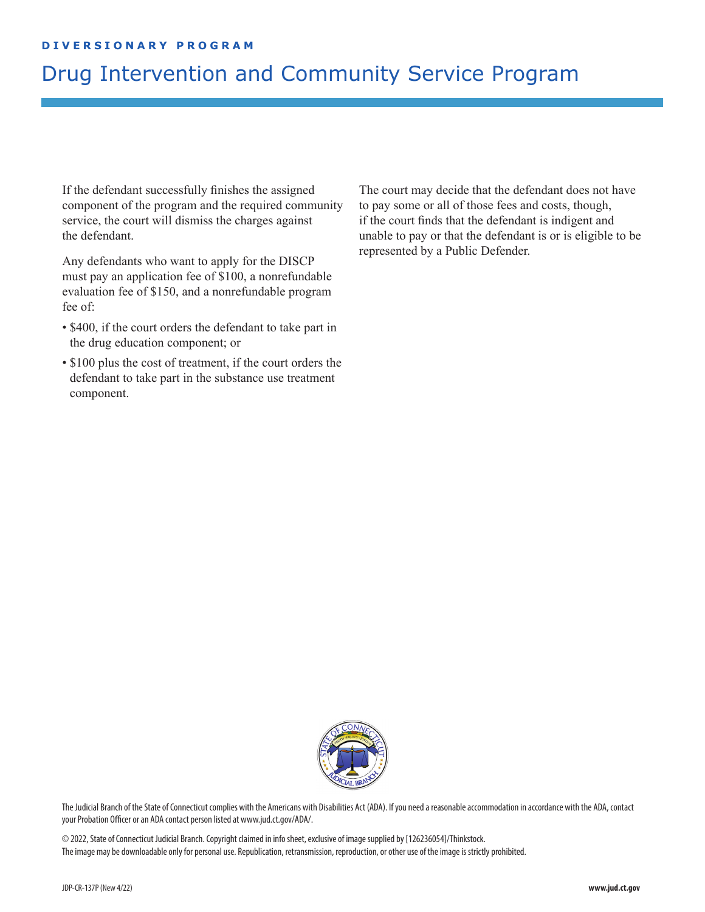DIVERSIONARY PROGRAM

# Drug Intervention and Community Service Program

If the defendant successfully finishes the assigned component of the program and the required community service, the court will dismiss the charges against the defendant.

Any defendants who want to apply for the DISCP must pay an application fee of $100, a nonrefundable evaluation fee of $150, and a nonrefundable program fee of:

- $400, if the court orders the defendant to take part in the drug education component; or
- $100 plus the cost of treatment, if the court orders the defendant to take part in the substance use treatment component.

The court may decide that the defendant does not have to pay some or all of those fees and costs, though, if the court finds that the defendant is indigent and unable to pay or that the defendant is or is eligible to be represented by a Public Defender.

The Judicial Branch of the State of Connecticut complies with the Americans with Disabilities Act (ADA). If you need a reasonable accommodation in accordance with the ADA, contact your Probation Officer or an ADA contact person listed at www.jud.ct.gov/ADA/.

© 2022, State of Connecticut Judicial Branch. Copyright claimed in info sheet, exclusive of image supplied by [126236054]/Thinkstock. The image may be downloadable only for personal use. Republication, retransmission, reproduction, or other use of the image is strictly prohibited.

JDP-CR-137P (New 4/22)

www.jud.ct.gov